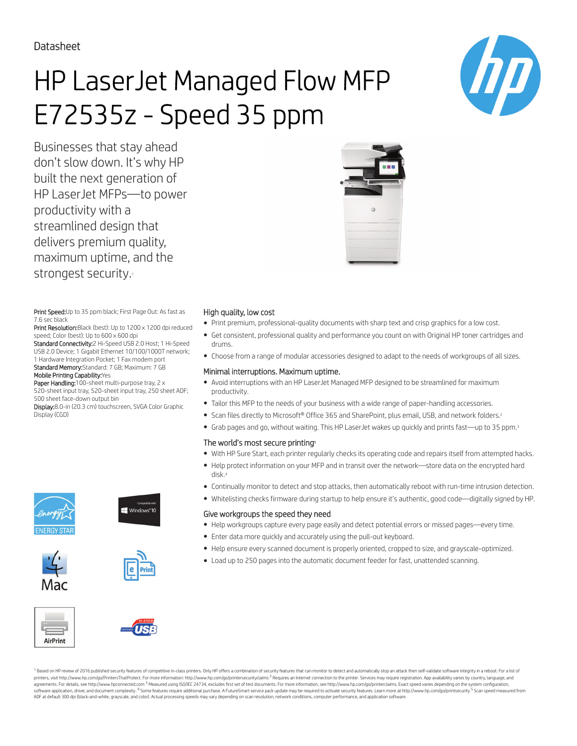Datasheet

# HP LaserJet Managed Flow MFP E72535z - Speed 35 ppm

Businesses that stay ahead don't slow down. It's why HP built the next generation of HP LaserJet MFPs—to power productivity with a streamlined design that delivers premium quality, maximum uptime, and the strongest security.[1]

**Print Speed:** Up to 35 ppm black; First Page Out: As fast as 7.6 sec black
**Print Resolution:** Black (best): Up to 1200 x 1200 dpi reduced speed; Color (best): Up to 600 x 600 dpi
**Standard Connectivity:** 2 Hi-Speed USB 2.0 Host; 1 Hi-Speed USB 2.0 Device; 1 Gigabit Ethernet 10/100/1000T network; 1 Hardware Integration Pocket; 1 Fax modem port
**Standard Memory:** Standard: 7 GB; Maximum: 7 GB
**Mobile Printing Capability:** Yes
**Paper Handling:** 100-sheet multi-purpose tray, 2 x 520-sheet input tray, 520-sheet input tray, 250 sheet ADF; 500 sheet face-down output bin
**Display:** 8.0-in (20.3 cm) touchscreen, SVGA Color Graphic Display (CGD)

## High quality, low cost

- Print premium, professional-quality documents with sharp text and crisp graphics for a low cost.
- Get consistent, professional quality and performance you count on with Original HP toner cartridges and drums.
- Choose from a range of modular accessories designed to adapt to the needs of workgroups of all sizes.

## Minimal interruptions. Maximum uptime.

- Avoid interruptions with an HP LaserJet Managed MFP designed to be streamlined for maximum productivity.
- Tailor this MFP to the needs of your business with a wide range of paper-handling accessories.
- Scan files directly to Microsoft® Office 365 and SharePoint, plus email, USB, and network folders.[2]
- Grab pages and go, without waiting. This HP LaserJet wakes up quickly and prints fast—up to 35 ppm.[3]

## The world's most secure printing[1]

- With HP Sure Start, each printer regularly checks its operating code and repairs itself from attempted hacks.
- Help protect information on your MFP and in transit over the network—store data on the encrypted hard disk.[4]
- Continually monitor to detect and stop attacks, then automatically reboot with run-time intrusion detection.
- Whitelisting checks firmware during startup to help ensure it's authentic, good code—digitally signed by HP.

## Give workgroups the speed they need

- Help workgroups capture every page easily and detect potential errors or missed pages—every time.
- Enter data more quickly and accurately using the pull-out keyboard.
- Help ensure every scanned document is properly oriented, cropped to size, and grayscale-optimized.
- Load up to 250 pages into the automatic document feeder for fast, unattended scanning.

[1] Based on HP review of 2016 published security features of competitive in-class printers. Only HP offers a combination of security features that can monitor to detect and automatically stop an attack then self-validate software integrity in a reboot. For a list of printers, visit http://www.hp.com/go/PrintersThatProtect. For more information: http://www.hp.com/go/printersecurityclaims [2] Requires an Internet connection to the printer. Services may require registration. App availability varies by country, language, and agreements. For details, see http://www.hpconnected.com [3] Measured using ISO/IEC 24734, excludes first set of test documents. For more information, see http://www.hp.com/go/printerclaims. Exact speed varies depending on the system configuration, software application, driver, and document complexity. [4] Some features require additional purchase. A FutureSmart service pack update may be required to activate security features. Learn more at http://www.hp.com/go/printsecurity [5] Scan speed measured from ADF at default 300 dpi (black-and-white, grayscale, and color). Actual processing speeds may vary depending on scan resolution, network conditions, computer performance, and application software.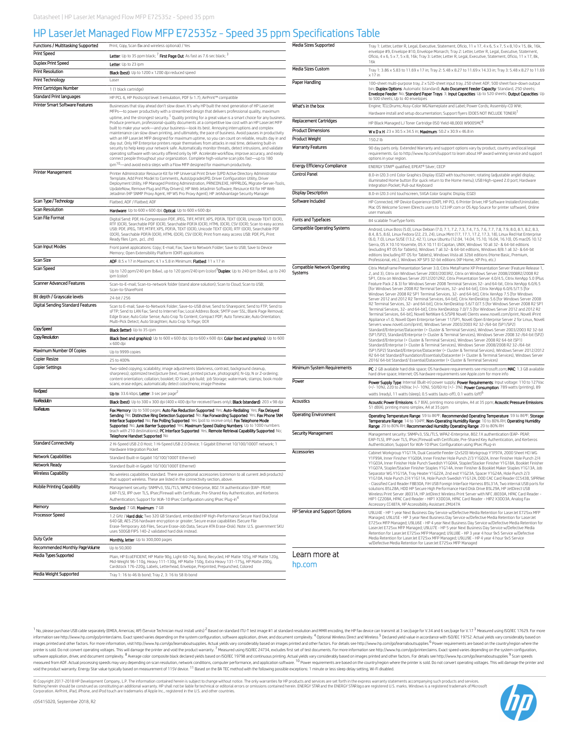# HP LaserJet Managed Flow MFP E72535z - Speed 35 ppm Specifications Table

| | |
|---|---|
| Functions / Multitasking Supported | Print, Copy, Scan (fax and wireless optional) / Yes |
| Print Speed | **Letter**: Up to 35 ppm black; [7] **First Page Out**: As fast as 7.6 sec black; [3] |
| Duplex Print Speed | **Letter**: Up to 23 ipm |
| Print Resolution | **Black (best)**: Up to 1200 x 1200 dpi reduced speed |
| Print Technology | Laser |
| Print Cartridges Number | 1 (1 black cartridge) |
| Standard Print languages | HP PCL 6, HP Postscript level 3 emulation, PDF (v 1.7), AirPrint™ compatible |
| Printer Smart Software Features | Businesses that stay ahead don't slow down. It's why HP built the next generation of HP LaserJet MFPs—to power productivity with a streamlined design that delivers professional quality, maximum uptime, and the strongest security.[1] Quality printing for a great value is a smart choice for any business. Produce premium, professional-quality documents at a competitive low cost with an HP LaserJet MFP built to make your work—and your business—look its best. Annoying interruptions and complex maintenance can slow down printing, and ultimately, the pace of business. Avoid pauses in productivity with an HP LaserJet MFP designed for maximum uptime, so you can count on reliable, results day in and day out. Only HP Enterprise printers repair themselves from attacks in real time, delivering built-in security to help keep your network safe. Automatically monitor threats, detect intrusions, and validate operating software with security offered only by HP. Accelerate workflow, improve accuracy, and easily connect people throughout your organization. Complete high-volume scan jobs fast—up to 180 ipm[10]—and avoid extra steps with a Flow MFP designed for maximum productivity. |
| Printer Management | Printer Administrator Resource Kit for HP Universal Print Driver (UPD Active Directory Administrator Template, Add Print Model to Comments, AutoUpgradeUPD, Driver Configuration Utility, Driver Deployment Utility, HP Managed Printing Administration, PRNCON.EXE, HPPRLOG, Migrate-Server-Tools, UpdateNow, Remove Plug and Play Drivers); HP Web Jetadmin Software; Resource Kit for HP Web Jetadmin (HP SNMP Proxy Agent, HP WS Pro Proxy Agent); HP JetAdvantage Security Manager |
| Scan Type / Technology | Flatbed, ADF / Flatbed; ADF |
| Scan Resolution | **Hardware**: Up to 600 x 600 dpi; **Optical**: Up to 600 x 600 dpi |
| Scan File Format | Digital Send: PDF, Hi-Compression PDF, JPEG, TIFF, MTIFF, XPS, PDF/A, TEXT (OCR), Unicode TEXT (OCR), RTF (OCR), Searchable PDF (OCR), Searchable PDF/A (OCR), HTML (OCR), CSV (OCR); Scan to easy access USB: PDF, JPEG, TIFF, MTIFF, XPS, PDF/A, TEXT (OCR), Unicode TEXT (OCR), RTF (OCR), Searchable PDF (OCR), Searchable PDF/A (OCR), HTML (OCR), CSV (OCR); Print from easy access USB: PDF, PS, Print Ready files (.prn, .pcl, .cht) |
| Scan Input Modes | Front panel applications: Copy; E-mail; Fax; Save to Network Folder; Save to USB; Save to Device Memory; Open Extensibility Platform (OXP) applications |
| Scan Size | **ADF**: 8.5 x 17 in Maximum; 4.1 x 5.8 in Minimum; **Flatbed**: 11 x 17 in |
| Scan Speed | Up to 120 ppm/240 ipm (b&w), up to 120 ppm/240 ipm (color)[9] **Duplex**: Up to 240 ipm (b&w), up to 240 ipm (color) |
| Scanner Advanced Features | Scan-to-E-mail; Scan-to-network folder (stand alone solution); Scan to Cloud; Scan to USB; Scan-to-SharePoint |
| Bit depth / Grayscale levels | 24-bit / 256 |
| Digital Sending Standard Features | Scan to E-mail; Save-to-Network Folder; Save-to-USB drive; Send to Sharepoint; Send to FTP; Send to sFTP; Send to LAN Fax; Send to Internet Fax; Local Address Book; SMTP over SSL; Blank Page Removal; Edge Erase; Auto Color Sense; Auto Crop To Content; Compact PDF; Auto Tonescale; Auto Orientation; Multi-Pick Detect; Auto Straighten; Auto Crop To Page; OCR |
| Copy Speed | **Black (letter)**: Up to 35 cpm |
| Copy Resolution | **Black (text and graphics)**: Up to 600 x 600 dpi; Up to 600 x 600 dpi; **Color (text and graphics)**: Up to 600 x 600 dpi |
| Maximum Number Of Copies | Up to 9999 copies |
| Copier Resize | 25 to 400% |
| Copier Settings | Two-sided copying; scalability; image adjustments (darkness, contrast, background cleanup, sharpness); optimized text/picture (text, mixed, printed picture, photograph); N-Up; N or Z-ordering; content orientation; collation; booklet; ID Scan; job build; job Storage; watermark; stamps; book mode scans; erase edges; automatically detect color/mono; image Preview |
| Fax Speed | **Up to**: 33.6 kbps; **Letter**: 3 sec per page[2] |
| Fax Resolution | **Black (best)**: Up to 300 x 300 dpi (400 x 400 dpi for received faxes only); **Black (standard)**: 203 x 98 dpi |
| Fax Features | **Fax Memory**: Up to 500 pages; **Auto Fax Reduction Supported**: Yes; **Auto-Redialing**: Yes; **Fax Delayed Sending**: No; **Distinctive Ring Detection Supported**: No; **Fax Forwarding Supported**: Yes; **Fax Phone TAM Interface Supported**: No; **Fax Polling Supported**: Yes (poll to receive only); **Fax Telephone Mode Supported**: No; **Junk Barrier Supported**: Yes; **Maximum Speed Dialing Numbers**: Up to 1000 numbers (each with 210 destinations); **PC Interface Supported**: Yes; **Remote Retrieval Capability Supported**: No; **Telephone Handset Supported**: No |
| Standard Connectivity | 2 Hi-Speed USB 2.0 Host; 1 Hi-Speed USB 2.0 Device; 1 Gigabit Ethernet 10/100/1000T network; 1 Hardware Integration Pocket |
| Network Capabilities | Standard (built-in Gigabit 10/100/1000T Ethernet) |
| Network Ready | Standard (built-in Gigabit 10/100/1000T Ethernet) |
| Wireless Capability | No wireless capabilities standard. There are optional accessories (common to all current Jedi products) that support wireless. These are listed in the connectivity section, above. |
| Mobile Printing Capability | Management security: SNMPv3, SSL/TLS, WPA2-Enterprise, 802.1X authentication (EAP- PEAP, EAP-TLS), IPP over TLS, IPsec/Firewall with Certificate, Pre-Shared Key Authentication, and Kerberos Authentication; Support for WJA-10 IPsec Configuration using IPsec Plug-in[4] |
| Memory | **Standard**: 7 GB; **Maximum**: 7 GB |
| Processor Speed | 1.2 GHz / **Hard disk**: Two 320 GB Standard, embedded HP High-Performance Secure Hard Disk,Total 640 GB; AES 256 hardware encryption or greater; Secure erase capabilities (Secure File Erase-Temporary Job Files, Secure Erase-Job Data, Secure ATA Erase-Disk). Note: U.S. government SKU uses 500GB FIPS 140-2 validated hard disk instead. |
| Duty Cycle | **Monthly, letter**: Up to 300,000 pages |
| Recommended Monthly Page Volume | Up to 50,000 |
| Media Types Supported | Plain, HP EcoFFICIENT, HP Matte 90g, Light 60-74g, Bond, Recycled, HP Matte 105g, HP Matte 120g, Mid-Weight 96-110g, Heavy 111-130g, HP Matte 150g, Extra Heavy 131-175g, HP Matte 200g, Cardstock 176-220g, Labels, Letterhead, Envelope, Preprinted, Prepunched, Colored |
| Media Weight Supported | Tray 1: 16 to 46 lb bond; Tray 2, 3: 16 to 58 lb bond |
| Media Sizes Supported | Tray 1: Letter, Letter R, Legal, Executive, Statement, Oficio, 11 x 17, 4 x 6, 5 x 7, 5 x 8,10 x 15, 8k, 16k, envelope #9, Envelope #10, Envelope Monarch; Tray 2: Letter, Letter R, Legal, Executive, Statement, Oficio, 4 x 6, 5 x 7, 5 x 8, 16k; Tray 3: Letter, Letter R, Legal, Executive, Statement, Oficio, 11 x 17, 8k, 16k |
| Media Sizes Custom | Tray 1: 3.86 x 5.83 to 11.69 x 17 in; Tray 2: 5.48 x 8.27 to 11.69 x 14.33 in; Tray 3: 5.48 x 8.27 to 11.69 x 17 in |
| Paper Handling | 100-sheet multi-purpose tray, 2 x 520-sheet input tray, 250 sheet ADF; 500 sheet face-down output bin; **Duplex Options**: Automatic (standard); **Auto Document Feeder Capacity**: Standard, 250 sheets; **Envelope Feeder**: No; **Standard Paper Trays**: 3; **Input Capacities**: Up to 520 sheets; **Output Capacities**: Up to 500 sheets; Up to 40 envelopes |
| What's in the box | Engine; TCU;Drums; Assy-Color WG Nameplate and Label; Power Cords; Assembly-CD WW; Hardware install and setup documentation; Support flyers (DOES NOT INCLUDE TONER)[11] |
| Replacement Cartridges | HP Black Managed LJ Toner Cartridge (ISO Yield 48,000) W9005MC[8] |
| Product Dimensions | **W x D x H**: 23 x 30.5 x 34.5 in; **Maximum**: 50.2 x 30.9 x 46.8 in |
| Product Weight | 150.2 lb |
| Warranty Features | 90 day parts only. Extended Warranty and support options vary by product, country and local legal requirements. Go to http://www.hp.com/support to learn about HP award winning service and support options in your region. |
| Energy Efficiency Compliance | ENERGY STAR® qualified; EPEAT® Silver; CECP |
| Control Panel | 8.0-in (20.3 cm) Color Graphics Display (CGD) with touchscreen; rotating (adjustable angle) display; illuminated Home button (for quick return to the Home menu); USB High-speed 2.0 port; Hardware Integration Pocket; Pull-out Keyboard |
| Display Description | 8.0-in (20.3 cm) touchscreen, SVGA Color Graphic Display (CGD) |
| Software Included | HP Connected, HP Device Experience (DXP), HP PCL 6 Printer Driver, HP Software Installer/Uninstaller, Mac OS Welcome Screen (Directs users to 123.HP.com or OS App Source for printer software), Online user manuals |
| Fonts and Typefaces | 84 scalable TrueType fonts |
| Compatible Operating Systems | Android, Linux Boss (5.0), Linux Debian (7.0, 7.1, 7.2, 7.3, 7.4, 7.5, 7.6, 7.7, 7.8, 7.9, 8.0, 8.1, 8.2, 8.3, 8.4, 8.5, 8.6), Linux Fedora (22, 23, 24), Linux Mint (17, 17.1, 17.2, 17.3, 18), Linux Red Hat Enterprise (6.0, 7.0), Linux SUSE (13.2, 42.1), Linux Ubuntu (12.04, 14.04, 15.10, 16.04, 16.10), OS macOS 10.12 Sierra, OS X 10.10 Yosemite, OS X 10.11 El Capitan, UNIX, Windows 10 all 32- & 64-bit editions (excluding RT OS for Tablets), Windows 7 all 32- & 64-bit editions, Windows 8/8.1 all 32- & 64-bit editions (excluding RT OS for Tablets), Windows Vista all 32bit editions (Home Basic, Premium, Professional, etc.), Windows XP SP3 32-bit editions (XP Home, XP Pro, etc.) |
| Compatible Network Operating Systems | Citrix MetaFrame Presentation Server 3.0, Citrix MetaFrame XP Presentation Server (Feature Release 1, 2, and 3), Citrix on Windows Server 2003/2003R2, Citrix on Windows Server 2008/2008R2/2008 R2 SP1, Citrix on Windows Server 2012/2012R2, Citrix Presentation Server 4.0/4.5, Citrix XenApp 5.0 (Plus Feature Pack 2 & 3) for Windows Server 2008 Terminal Services 32- and 64-bit, Citrix XenApp 6.0/6.5 [for Windows Server 2008 R2 Terminal Services, 32- and 64-bit], Citrix XenApp 6.0/6.5/7.5 [for Windows Server 2008 R2 SP1 Terminal Services, 32- and 64-bit], Citrix XenApp 7.5 [for Windows Server 2012 and 2012 R2 Terminal Services, 64-bit], Citrix XenDesktop 5.6 [for Windows Server 2008 R2 Terminal Services, 32- and 64-bit], Citrix XenDesktop 5.6/7.0/7.5 [for Windows Server 2008 R2 SP1 Terminal Services, 32- and 64-bit], Citrix XenDesktop 7.0/7.5 [for Windows Server 2012 and 2012 R2 Terminal Services, 64-bit], Novell NetWare 6.5/SP8 Novell Clients www.novell.com/iprint, Novell iPrint Appliance v1.0, Novell Open Enterprise Server 11/SP1, Novell Open Enterprise Server 2 for Linux, Novell Servers www.novell.com/iprint), Windows Server 2003/2003 R2 32-/64-bit (SP1/SP2) Standard/Enterprise/Datacenter (+ Cluster & Terminal Services), Windows Server 2003/2003 R2 32-bit (SP1/SP2), Standard/Enterprise (+ Cluster & Terminal Services), Windows Server 2008 32-/64-bit (SP2) Standard/Enterprise (+ Cluster & Terminal Services), Windows Server 2008 R2 64-bit (SP1) Standard/Enterprise (+ Cluster & Terminal Services), Windows Server 2008/2008 R2 32-/64-bit (SP1/SP2) Standard/Enterprise/Datacenter (+ Cluster & Terminal Services), Windows Server 2012/2012 R2 64-bit Standard/Foundation/Essentials/Datacenter (+ Cluster & Terminal Services), Windows Server 2016/ 64-bit Standard/ Essential/Datacenter (+ Cluster & Terminal Services) |
| Minimum System Requirements | **PC**: 2 GB available hard disk space; OS hardware requirements see microsoft.com; **MAC**: 1.3 GB available hard drive space; Internet; OS hardware requirements see Apple.com for more info |
| Power | **Power Supply Type**: Internal (Built-in) power supply; **Power Requirements**: Input voltage: 110 to 127Vac (+/- 10%), 220 to 240Vac (+/- 10%), 50/60 Hz (+/- 3%); **Power Consumption**: 789 watts (printing), 89 watts (ready), 11 watts (sleep), 0.5 watts (auto-off), 0.1 watts (off)[6] |
| Acoustics | **Acoustic Power Emissions**: 6.7 B(A), printing mono simplex, A4 at 35 ppm; **Acoustic Pressure Emissions**: 51 dB(A), printing mono simplex, A4 at 35 ppm |
| Operating Environment | **Operating Temperature Range**: 59 to 86ºF; **Recommended Operating Temperature**: 59 to 86ºF; **Storage Temperature Range**: 14 to 104ºF; **Non-Operating Humidity Range**: 10 to 80% RH; **Operating Humidity Range**: 20 to 80% RH; **Recommended Humidity Operating Range**: 20 to 80% RH |
| Security Management | Management security: SNMPv3, SSL/TLS, WPA2-Enterprise, 802.1X authentication (EAP- PEAP, EAP-TLS), IPP over TLS, IPsec/Firewall with Certificate, Pre-Shared Key Authentication, and Kerberos Authentication; Support for WJA-10 IPsec Configuration using IPsec Plug-in |
| Accessories | Cabinet Workgroup Y1G17A, Dual Cassette Feeder (2x520) Workgroup Y1F97A, 2000 Sheet HCI WG Y1F99A, Inner Finisher Y1G00A, Inner Finisher Hole Punch 2/3 Y1G02A, Inner Finisher Hole Punch 2/4 Y1G03A, Inner Finisher Hole Punch Swedish Y1G04A, Stapler/Stacker Finisher Y1G18A, Booklet Finisher Y1G07A, Stapler/Stacker Finisher Staples Y1G14A, Inner Finisher & Booklet Maker Staples Y1G13A, Job Separator WG Y1G15A, Tray Heater Y1G22A, 2nd exit Y1G23A, Spacer Y1G24A, Hole Punch 2/3 Y1G10A, Hole Punch 2/4 Y1G11A, Hole Punch Swedish Y1G12A, DOD CAC Card Reader CC543B, SIPRNet - Classified Card Reader F8B30A, FIH USB Foreign Interface Harness B5L31A, Two internal USB ports for solutions B5L28A, HDD HP Secure High Performance Hard Disk Drive B5L29A, HP JetDirect USB Wireless Print Server J8031A, HP JetDirect Wireless Print Server with NFC J8030A, HPAC Card Reader - HIP1 CZ208A, HPAC Card Reader - HIP1 X3D03A, HPAC Card Reader - HIP2 X3D03A, Analog Fax Accessory CC487A, HP Accessibility Assistant 2MU47A |
| HP Service and Support Options | U9LU4E - HP 1 year Next Business Day Service w/Defective Media Retention for LaserJet E725xx MFP Managed; U9LU5E - HP 3 year Next Business Day Service w/Defective Media Retention for LaserJet E725xx MFP Managed; U9LU6E - HP 4 year Next Business Day Service w/Defective Media Retention for LaserJet E725xx MFP Managed; U9LU7E - HP 5 year Next Business Day Service w/Defective Media Retention for LaserJet E725xx MFP Managed; U9LU8E - HP 3 year 4 hour 9x5 Service w/Defective Media Retention for LaserJet E725xx MFP Managed; U9LU9E - HP 4 year 4 hour 9x5 Service w/Defective Media Retention for LaserJet E725xx MFP Managed |

Learn more at
hp.com

[1] No, please purchase USB cable separately (EMEA, Americas; AP) (Service Technician must install units) [2] Based on standard ITU-T test image #1 at standard resolution and MMR encoding, the HP fax device can transmit at 3 sec/page for V.34 and 6 sec/page for V.17 [3] Measured using ISO/IEC 17629. For more information see http://www.hp.com/go/printerclaims. Exact speed varies depending on the system configuration, software application, driver, and document complexity. [4] Optional Wireless Direct and Wireless [5] Declared yield value in accordance with ISO/IEC 19752. Actual yields vary considerably based on images printed and other factors. For more information, visit http://www.hp.com/go/learnaboutsupplies. Actual yields vary considerably based on images printed and other factors. For details see http://www.hp.com/go/learnaboutsupplies [6] Power requirements are based on the country/region where the printer is sold. Do not convert operating voltages. This will damage the printer and void the product warranty. [7] Measured using ISO/IEC 24734, excludes first set of test documents. For more information see http://www.hp.com/go/printerclaims. Exact speed varies depending on the system configuration, software application, driver, and document complexity. [8] Average color composite black declared yields based on ISO/IEC 19798 and continuous printing. Actual yields vary considerably based on images printed and other factors. For details see http://www.hp.com/go/learnaboutsupplies [9] Scan speeds measured from ADF. Actual processing speeds may vary depending on scan resolution, network conditions, computer performance, and application software. [10] Power requirements are based on the country/region where the printer is sold. Do not convert operating voltages. This will damage the printer and void the product warranty. Energy Star value typically based on measurement of 115V device. [11] Based on the BA TEC method with the following possible exceptions: 1 minute or less sleep delay setting, Wi-Fi disabled.

© Copyright 2017-2018 HP Development Company, L.P. The information contained herein is subject to change without notice. The only warranties for HP products and services are set forth in the express warranty statements accompanying such products and services. Nothing herein should be construed as constituting an additional warranty. HP shall not be liable for technical or editorial errors or omissions contained herein. ENERGY STAR and the ENERGY STAR logo are registered U.S. marks. Windows is a registered trademark of Microsoft Corporation. AirPrint, iPad, iPhone, and iPod touch are trademarks of Apple Inc., registered in the U.S. and other countries.

c05415020, September 2018, R2